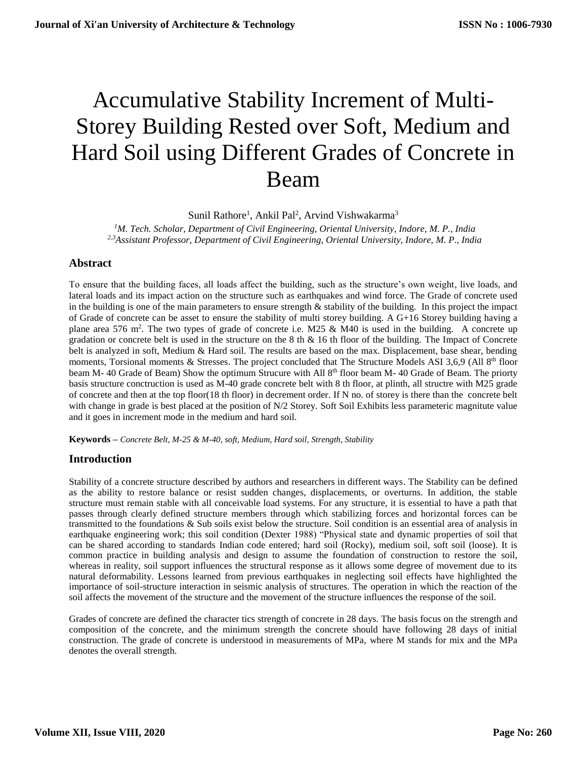# Accumulative Stability Increment of Multi-Storey Building Rested over Soft, Medium and Hard Soil using Different Grades of Concrete in Beam

Sunil Rathore[1], Ankil Pal[2], Arvind Vishwakarma[3]

[1]*M. Tech. Scholar, Department of Civil Engineering, Oriental University, Indore, M. P., India*
[2,3]*Assistant Professor, Department of Civil Engineering, Oriental University, Indore, M. P., India*

## Abstract

To ensure that the building faces, all loads affect the building, such as the structure's own weight, live loads, and lateral loads and its impact action on the structure such as earthquakes and wind force. The Grade of concrete used in the building is one of the main parameters to ensure strength & stability of the building. In this project the impact of Grade of concrete can be asset to ensure the stability of multi storey building. A G+16 Storey building having a plane area 576 $m^2$. The two types of grade of concrete i.e. M25 & M40 is used in the building. A concrete up gradation or concrete belt is used in the structure on the 8 th & 16 th floor of the building. The Impact of Concrete belt is analyzed in soft, Medium & Hard soil. The results are based on the max. Displacement, base shear, bending moments, Torsional moments & Stresses. The project concluded that The Structure Models ASI 3,6,9 (All 8th floor beam M- 40 Grade of Beam) Show the optimum Strucure with All 8th floor beam M- 40 Grade of Beam. The priorty basis structure conctruction is used as M-40 grade concrete belt with 8 th floor, at plinth, all structre with M25 grade of concrete and then at the top floor(18 th floor) in decrement order. If N no. of storey is there than the concrete belt with change in grade is best placed at the position of N/2 Storey. Soft Soil Exhibits less parameteric magnitute value and it goes in increment mode in the medium and hard soil.

**Keywords –** *Concrete Belt, M-25 & M-40, soft, Medium, Hard soil, Strength, Stability*

## Introduction

Stability of a concrete structure described by authors and researchers in different ways. The Stability can be defined as the ability to restore balance or resist sudden changes, displacements, or overturns. In addition, the stable structure must remain stable with all conceivable load systems. For any structure, it is essential to have a path that passes through clearly defined structure members through which stabilizing forces and horizontal forces can be transmitted to the foundations & Sub soils exist below the structure. Soil condition is an essential area of analysis in earthquake engineering work; this soil condition (Dexter 1988) "Physical state and dynamic properties of soil that can be shared according to standards Indian code entered; hard soil (Rocky), medium soil, soft soil (loose). It is common practice in building analysis and design to assume the foundation of construction to restore the soil, whereas in reality, soil support influences the structural response as it allows some degree of movement due to its natural deformability. Lessons learned from previous earthquakes in neglecting soil effects have highlighted the importance of soil-structure interaction in seismic analysis of structures. The operation in which the reaction of the soil affects the movement of the structure and the movement of the structure influences the response of the soil.

Grades of concrete are defined the character tics strength of concrete in 28 days. The basis focus on the strength and composition of the concrete, and the minimum strength the concrete should have following 28 days of initial construction. The grade of concrete is understood in measurements of MPa, where M stands for mix and the MPa denotes the overall strength.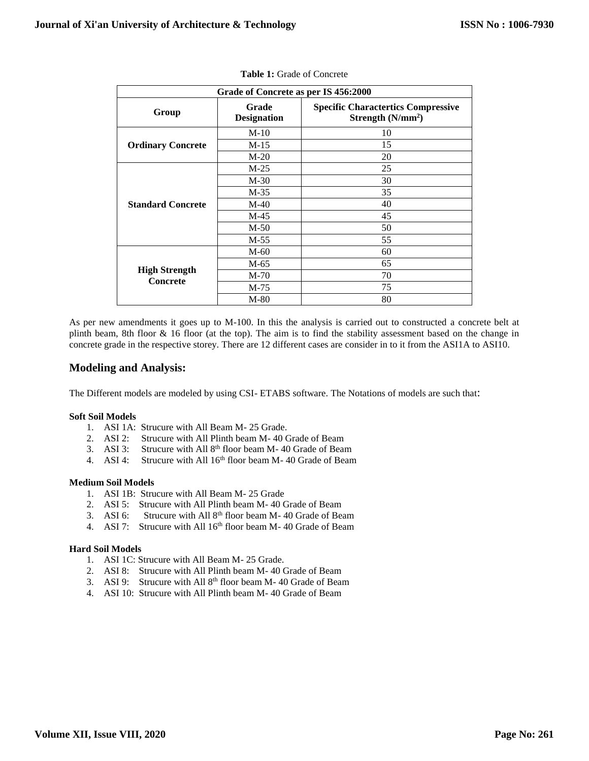**Table 1:** Grade of Concrete

| Grade of Concrete as per IS 456:2000 | | |
|---|---|---|
| **Group** | **Grade Designation** | **Specific Charactertics Compressive Strength (N/mm$^2$)** |
| **Ordinary Concrete** | M-10 | 10 |
| | M-15 | 15 |
| | M-20 | 20 |
| **Standard Concrete** | M-25 | 25 |
| | M-30 | 30 |
| | M-35 | 35 |
| | M-40 | 40 |
| | M-45 | 45 |
| | M-50 | 50 |
| | M-55 | 55 |
| **High Strength Concrete** | M-60 | 60 |
| | M-65 | 65 |
| | M-70 | 70 |
| | M-75 | 75 |
| | M-80 | 80 |

As per new amendments it goes up to M-100. In this the analysis is carried out to constructed a concrete belt at plinth beam, 8th floor & 16 floor (at the top). The aim is to find the stability assessment based on the change in concrete grade in the respective storey. There are 12 different cases are consider in to it from the ASI1A to ASI10.

## Modeling and Analysis:

The Different models are modeled by using CSI- ETABS software. The Notations of models are such that:

**Soft Soil Models**

1. ASI 1A: Strucure with All Beam M- 25 Grade.
2. ASI 2: Strucure with All Plinth beam M- 40 Grade of Beam
3. ASI 3: Strucure with All 8$^{th}$ floor beam M- 40 Grade of Beam
4. ASI 4: Strucure with All 16$^{th}$ floor beam M- 40 Grade of Beam

**Medium Soil Models**

1. ASI 1B: Strucure with All Beam M- 25 Grade
2. ASI 5: Strucure with All Plinth beam M- 40 Grade of Beam
3. ASI 6: Strucure with All 8$^{th}$ floor beam M- 40 Grade of Beam
4. ASI 7: Strucure with All 16$^{th}$ floor beam M- 40 Grade of Beam

**Hard Soil Models**

1. ASI 1C: Strucure with All Beam M- 25 Grade.
2. ASI 8: Strucure with All Plinth beam M- 40 Grade of Beam
3. ASI 9: Strucure with All 8$^{th}$ floor beam M- 40 Grade of Beam
4. ASI 10: Strucure with All Plinth beam M- 40 Grade of Beam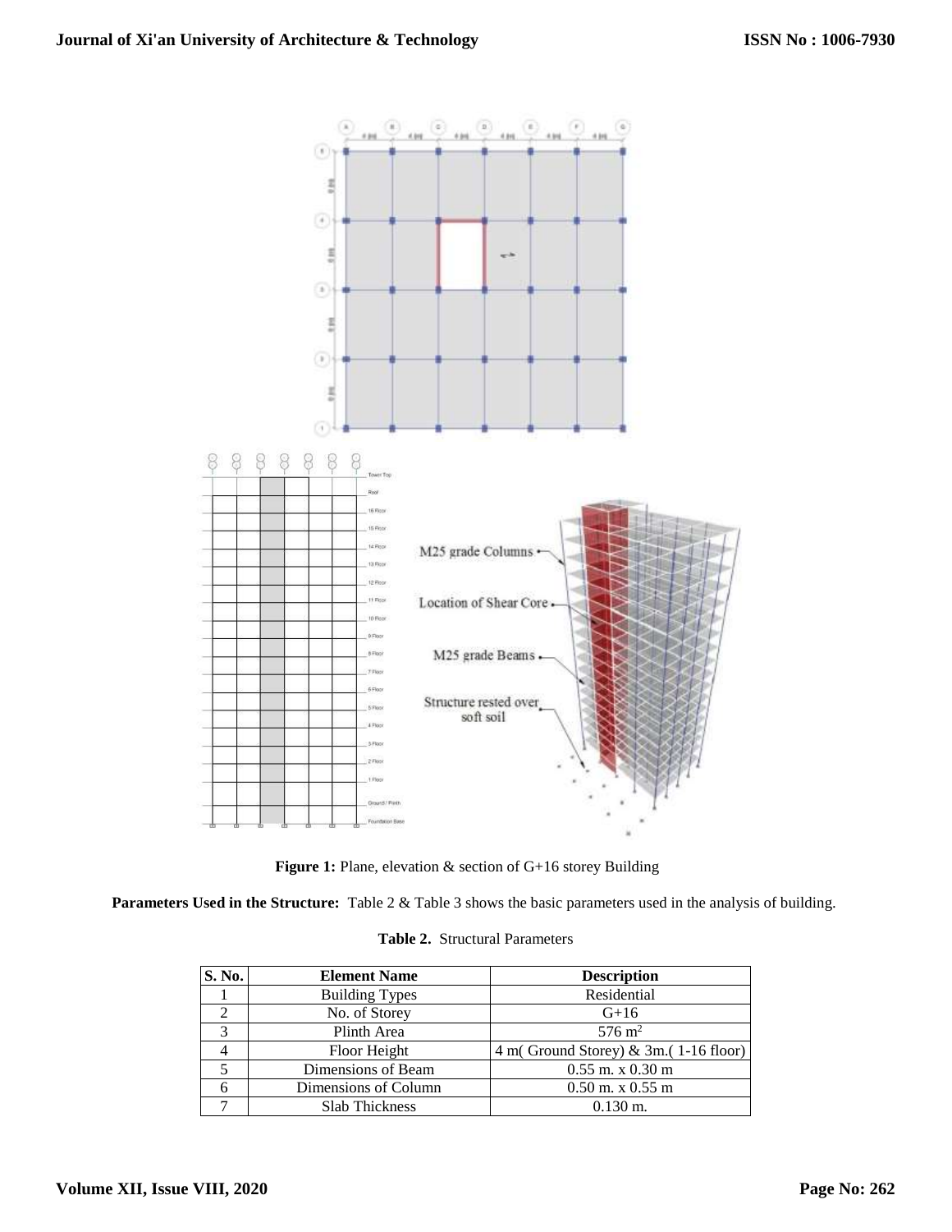**Figure 1:** Plane, elevation & section of G+16 storey Building

**Parameters Used in the Structure:** Table 2 & Table 3 shows the basic parameters used in the analysis of building.

**Table 2.** Structural Parameters

| S. No. | Element Name | Description |
|---|---|---|
| 1 | Building Types | Residential |
| 2 | No. of Storey | G+16 |
| 3 | Plinth Area | 576 $m^2$ |
| 4 | Floor Height | 4 m( Ground Storey) & 3m.( 1-16 floor) |
| 5 | Dimensions of Beam | 0.55 m. x 0.30 m |
| 6 | Dimensions of Column | 0.50 m. x 0.55 m |
| 7 | Slab Thickness | 0.130 m. |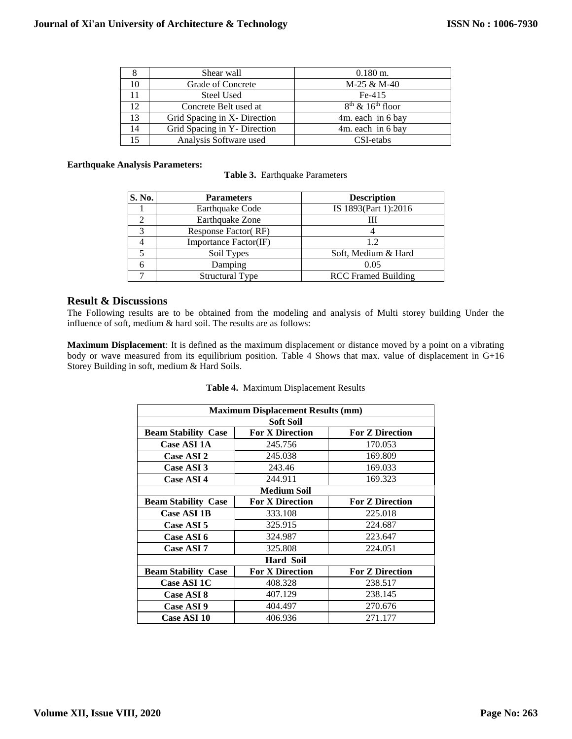| 8 | Shear wall | 0.180 m. |
|---|---|---|
| 10 | Grade of Concrete | M-25 & M-40 |
| 11 | Steel Used | Fe-415 |
| 12 | Concrete Belt used at | $8^{th}$ & $16^{th}$ floor |
| 13 | Grid Spacing in X- Direction | 4m. each in 6 bay |
| 14 | Grid Spacing in Y- Direction | 4m. each in 6 bay |
| 15 | Analysis Software used | CSI-etabs |

**Earthquake Analysis Parameters:**

**Table 3.** Earthquake Parameters

| S. No. | Parameters | Description |
|---|---|---|
| 1 | Earthquake Code | IS 1893(Part 1):2016 |
| 2 | Earthquake Zone | III |
| 3 | Response Factor( RF) | 4 |
| 4 | Importance Factor(IF) | 1.2 |
| 5 | Soil Types | Soft, Medium & Hard |
| 6 | Damping | 0.05 |
| 7 | Structural Type | RCC Framed Building |

## Result & Discussions

The Following results are to be obtained from the modeling and analysis of Multi storey building Under the influence of soft, medium & hard soil. The results are as follows:

**Maximum Displacement**: It is defined as the maximum displacement or distance moved by a point on a vibrating body or wave measured from its equilibrium position. Table 4 Shows that max. value of displacement in G+16 Storey Building in soft, medium & Hard Soils.

**Table 4.** Maximum Displacement Results

| **Maximum Displacement Results (mm)** | | |
|---|---|---|
| **Soft Soil** | | |
| **Beam Stability Case** | **For X Direction** | **For Z Direction** |
| **Case ASI 1A** | 245.756 | 170.053 |
| **Case ASI 2** | 245.038 | 169.809 |
| **Case ASI 3** | 243.46 | 169.033 |
| **Case ASI 4** | 244.911 | 169.323 |
| **Medium Soil** | | |
| **Beam Stability Case** | **For X Direction** | **For Z Direction** |
| **Case ASI 1B** | 333.108 | 225.018 |
| **Case ASI 5** | 325.915 | 224.687 |
| **Case ASI 6** | 324.987 | 223.647 |
| **Case ASI 7** | 325.808 | 224.051 |
| **Hard Soil** | | |
| **Beam Stability Case** | **For X Direction** | **For Z Direction** |
| **Case ASI 1C** | 408.328 | 238.517 |
| **Case ASI 8** | 407.129 | 238.145 |
| **Case ASI 9** | 404.497 | 270.676 |
| **Case ASI 10** | 406.936 | 271.177 |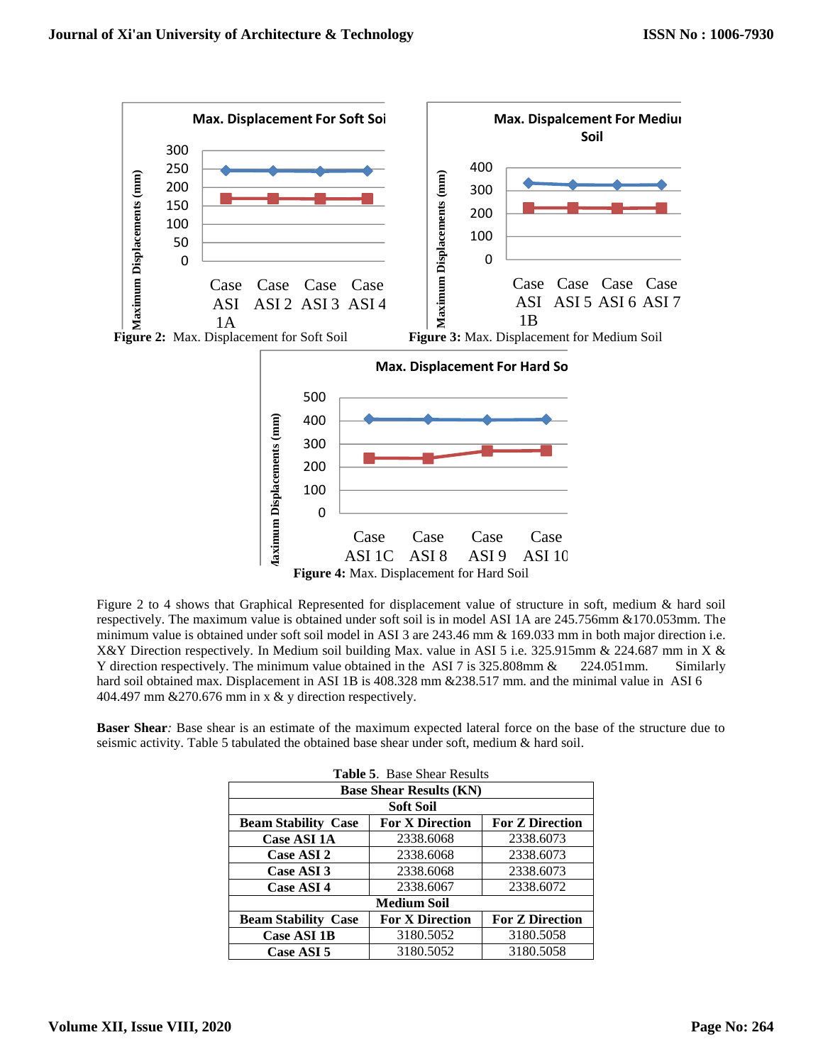Max. Displacement For Soft Soil

Maximum Displacements (mm)

300
250
200
150
100
50
0

Case ASI 1A, Case ASI 2, Case ASI 3, Case ASI 4

**Figure 2:** Max. Displacement for Soft Soil

Max. Dispalcement For Medium Soil

Maximum Displacements (mm)

400
300
200
100
0

Case ASI 1B, Case ASI 5, Case ASI 6, Case ASI 7

**Figure 3:** Max. Displacement for Medium Soil

Max. Displacement For Hard Soil

Maximum Displacements (mm)

500
400
300
200
100
0

Case ASI 1C, Case ASI 8, Case ASI 9, Case ASI 10

**Figure 4:** Max. Displacement for Hard Soil

Figure 2 to 4 shows that Graphical Represented for displacement value of structure in soft, medium & hard soil respectively. The maximum value is obtained under soft soil is in model ASI 1A are 245.756mm &170.053mm. The minimum value is obtained under soft soil model in ASI 3 are 243.46 mm & 169.033 mm in both major direction i.e. X&Y Direction respectively. In Medium soil building Max. value in ASI 5 i.e. 325.915mm & 224.687 mm in X & Y direction respectively. The minimum value obtained in the ASI 7 is 325.808mm & 224.051mm. Similarly hard soil obtained max. Displacement in ASI 1B is 408.328 mm &238.517 mm. and the minimal value in ASI 6 404.497 mm &270.676 mm in x & y direction respectively.

**Baser Shear***:* Base shear is an estimate of the maximum expected lateral force on the base of the structure due to seismic activity. Table 5 tabulated the obtained base shear under soft, medium & hard soil.

**Table 5**. Base Shear Results

| **Base Shear Results (KN)** | | |
|---|---|---|
| **Soft Soil** | | |
| **Beam Stability Case** | **For X Direction** | **For Z Direction** |
| **Case ASI 1A** | 2338.6068 | 2338.6073 |
| **Case ASI 2** | 2338.6068 | 2338.6073 |
| **Case ASI 3** | 2338.6068 | 2338.6073 |
| **Case ASI 4** | 2338.6067 | 2338.6072 |
| **Medium Soil** | | |
| **Beam Stability Case** | **For X Direction** | **For Z Direction** |
| **Case ASI 1B** | 3180.5052 | 3180.5058 |
| **Case ASI 5** | 3180.5052 | 3180.5058 |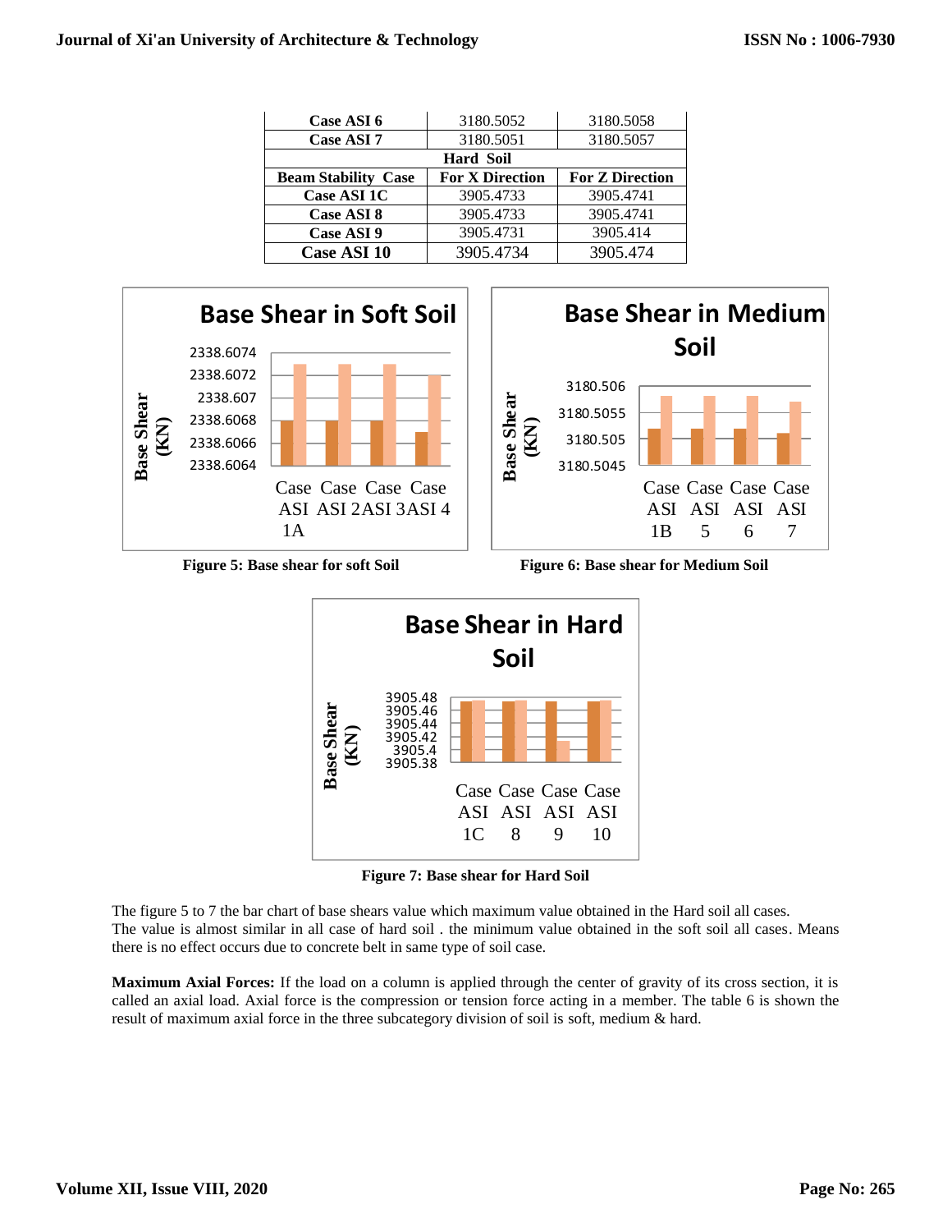| Case ASI 6 | 3180.5052 | 3180.5058 |
|---|---|---|
| Case ASI 7 | 3180.5051 | 3180.5057 |
| Hard Soil | | |
| Beam Stability Case | For X Direction | For Z Direction |
| Case ASI 1C | 3905.4733 | 3905.4741 |
| Case ASI 8 | 3905.4733 | 3905.4741 |
| Case ASI 9 | 3905.4731 | 3905.414 |
| Case ASI 10 | 3905.4734 | 3905.474 |

Figure 5: Base shear for soft Soil

Figure 6: Base shear for Medium Soil

Figure 7: Base shear for Hard Soil

The figure 5 to 7 the bar chart of base shears value which maximum value obtained in the Hard soil all cases. The value is almost similar in all case of hard soil . the minimum value obtained in the soft soil all cases. Means there is no effect occurs due to concrete belt in same type of soil case.

**Maximum Axial Forces:** If the load on a column is applied through the center of gravity of its cross section, it is called an axial load. Axial force is the compression or tension force acting in a member. The table 6 is shown the result of maximum axial force in the three subcategory division of soil is soft, medium & hard.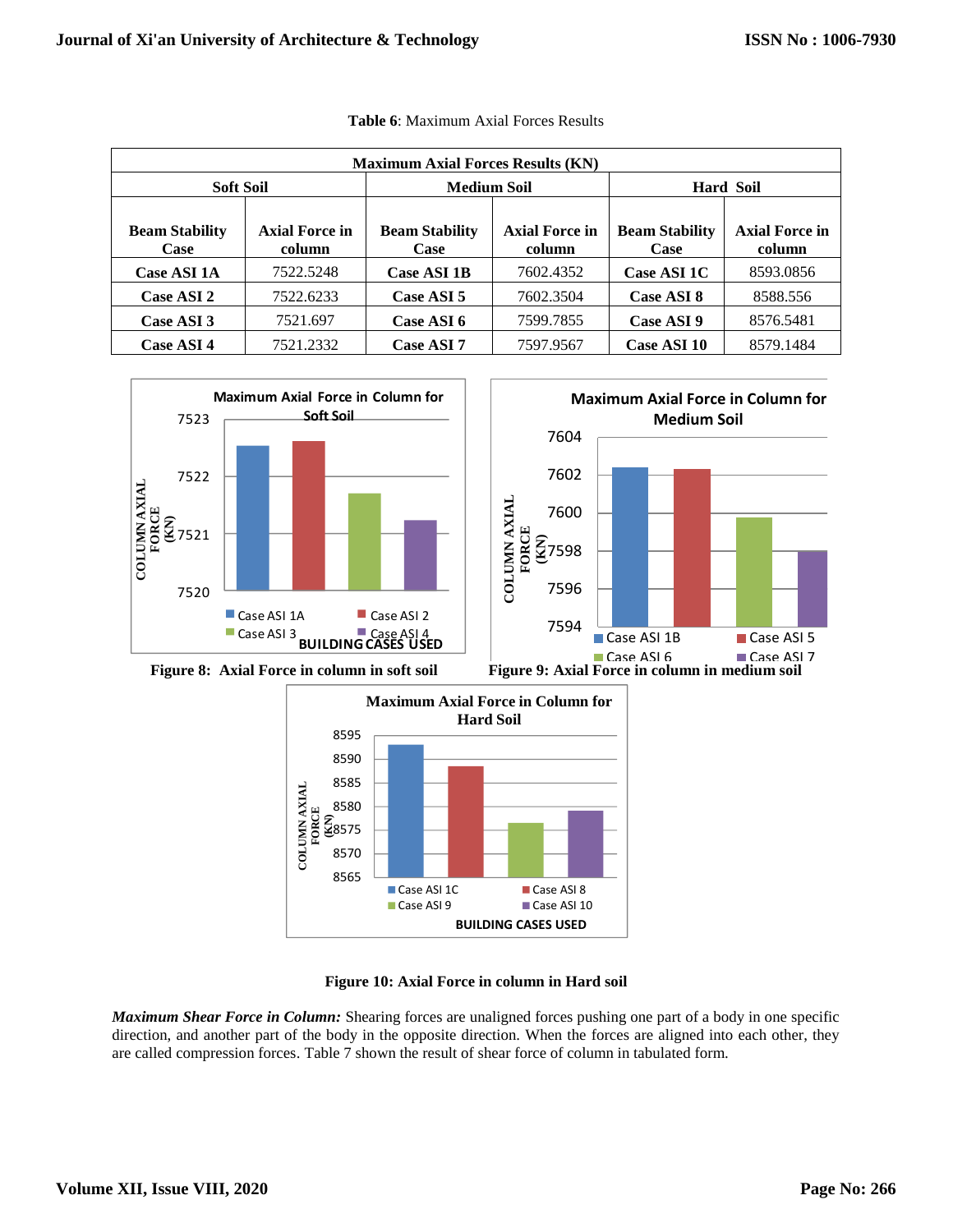**Table 6**: Maximum Axial Forces Results

| Maximum Axial Forces Results (KN) | | | | | |
|---|---|---|---|---|---|
| Soft Soil | | Medium Soil | | Hard Soil | |
| **Beam Stability Case** | **Axial Force in column** | **Beam Stability Case** | **Axial Force in column** | **Beam Stability Case** | **Axial Force in column** |
| **Case ASI 1A** | 7522.5248 | **Case ASI 1B** | 7602.4352 | **Case ASI 1C** | 8593.0856 |
| **Case ASI 2** | 7522.6233 | **Case ASI 5** | 7602.3504 | **Case ASI 8** | 8588.556 |
| **Case ASI 3** | 7521.697 | **Case ASI 6** | 7599.7855 | **Case ASI 9** | 8576.5481 |
| **Case ASI 4** | 7521.2332 | **Case ASI 7** | 7597.9567 | **Case ASI 10** | 8579.1484 |

**Figure 8: Axial Force in column in soft soil**

**Figure 9: Axial Force in column in medium soil**

**Figure 10: Axial Force in column in Hard soil**

***Maximum Shear Force in Column:*** Shearing forces are unaligned forces pushing one part of a body in one specific direction, and another part of the body in the opposite direction. When the forces are aligned into each other, they are called compression forces. Table 7 shown the result of shear force of column in tabulated form.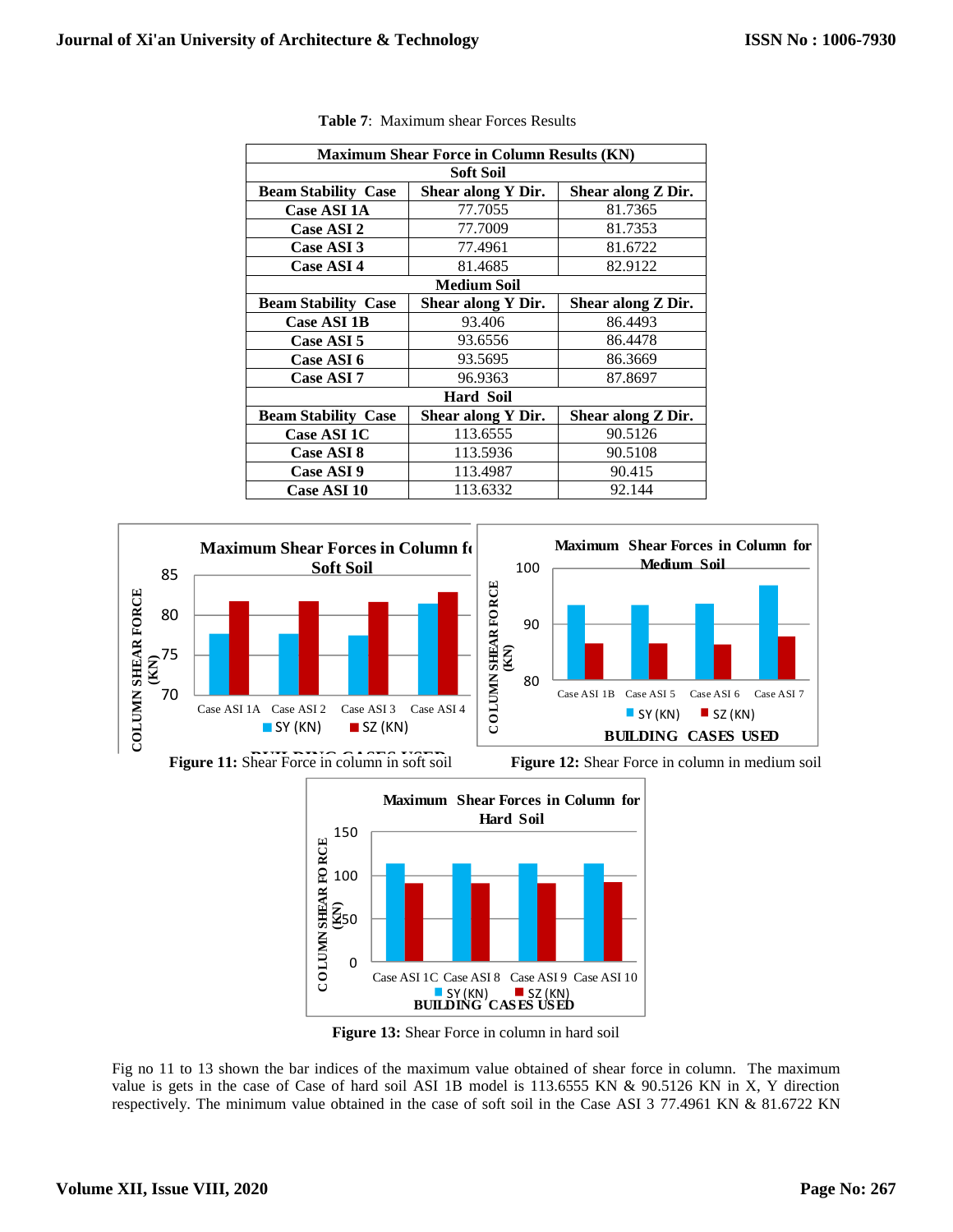**Table 7**: Maximum shear Forces Results

| Maximum Shear Force in Column Results (KN) | | |
|---|---|---|
| **Soft Soil** | | |
| **Beam Stability Case** | **Shear along Y Dir.** | **Shear along Z Dir.** |
| **Case ASI 1A** | 77.7055 | 81.7365 |
| **Case ASI 2** | 77.7009 | 81.7353 |
| **Case ASI 3** | 77.4961 | 81.6722 |
| **Case ASI 4** | 81.4685 | 82.9122 |
| **Medium Soil** | | |
| **Beam Stability Case** | **Shear along Y Dir.** | **Shear along Z Dir.** |
| **Case ASI 1B** | 93.406 | 86.4493 |
| **Case ASI 5** | 93.6556 | 86.4478 |
| **Case ASI 6** | 93.5695 | 86.3669 |
| **Case ASI 7** | 96.9363 | 87.8697 |
| **Hard Soil** | | |
| **Beam Stability Case** | **Shear along Y Dir.** | **Shear along Z Dir.** |
| **Case ASI 1C** | 113.6555 | 90.5126 |
| **Case ASI 8** | 113.5936 | 90.5108 |
| **Case ASI 9** | 113.4987 | 90.415 |
| **Case ASI 10** | 113.6332 | 92.144 |

**Figure 11:** Shear Force in column in soft soil

**Figure 12:** Shear Force in column in medium soil

**Figure 13:** Shear Force in column in hard soil

Fig no 11 to 13 shown the bar indices of the maximum value obtained of shear force in column. The maximum value is gets in the case of Case of hard soil ASI 1B model is 113.6555 KN & 90.5126 KN in X, Y direction respectively. The minimum value obtained in the case of soft soil in the Case ASI 3 77.4961 KN & 81.6722 KN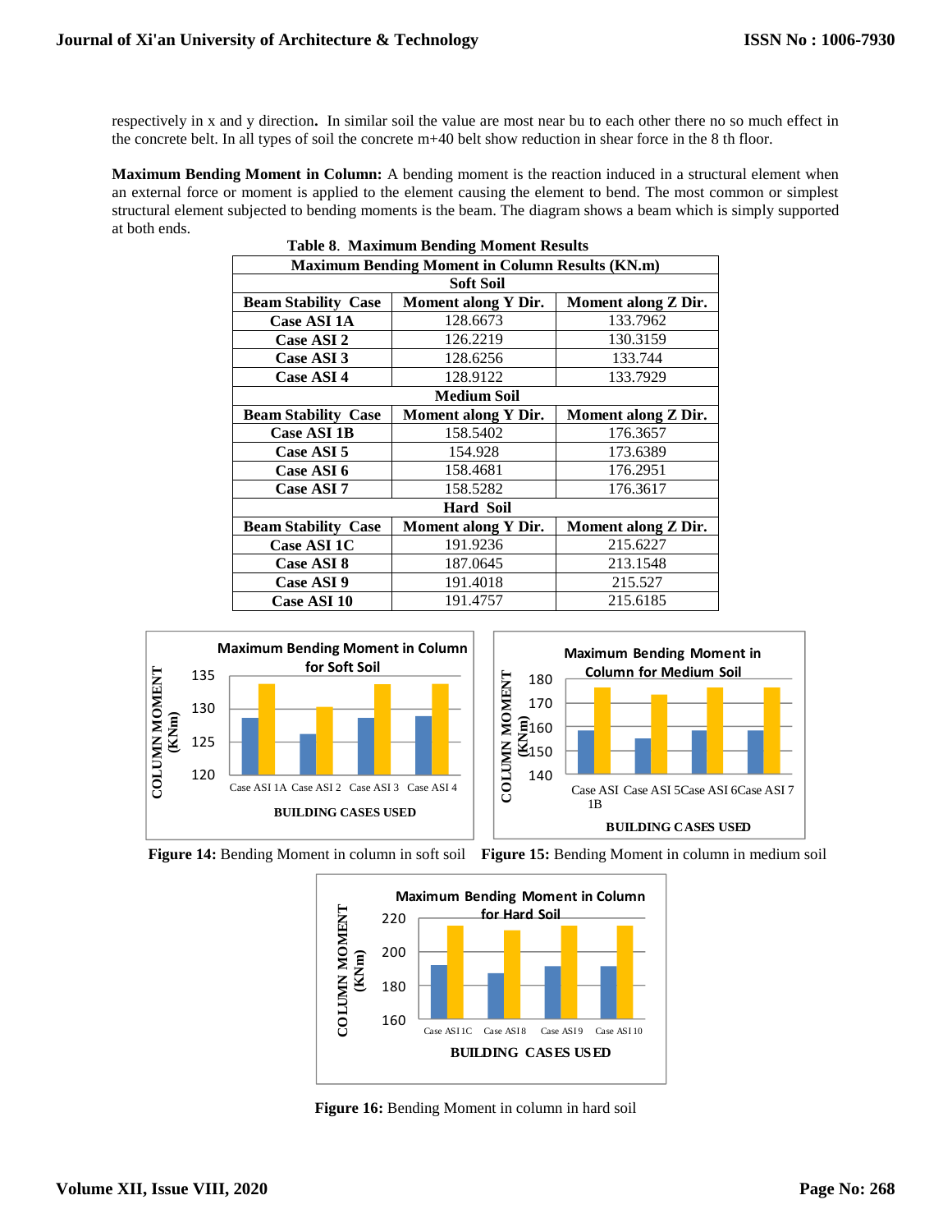respectively in x and y direction**.** In similar soil the value are most near bu to each other there no so much effect in the concrete belt. In all types of soil the concrete m+40 belt show reduction in shear force in the 8 th floor.

**Maximum Bending Moment in Column:** A bending moment is the reaction induced in a structural element when an external force or moment is applied to the element causing the element to bend. The most common or simplest structural element subjected to bending moments is the beam. The diagram shows a beam which is simply supported at both ends.

**Table 8**. **Maximum Bending Moment Results**

| Maximum Bending Moment in Column Results (KN.m) | | |
|---|---|---|
| **Soft Soil** | | |
| **Beam Stability Case** | **Moment along Y Dir.** | **Moment along Z Dir.** |
| **Case ASI 1A** | 128.6673 | 133.7962 |
| **Case ASI 2** | 126.2219 | 130.3159 |
| **Case ASI 3** | 128.6256 | 133.744 |
| **Case ASI 4** | 128.9122 | 133.7929 |
| **Medium Soil** | | |
| **Beam Stability Case** | **Moment along Y Dir.** | **Moment along Z Dir.** |
| **Case ASI 1B** | 158.5402 | 176.3657 |
| **Case ASI 5** | 154.928 | 173.6389 |
| **Case ASI 6** | 158.4681 | 176.2951 |
| **Case ASI 7** | 158.5282 | 176.3617 |
| **Hard Soil** | | |
| **Beam Stability Case** | **Moment along Y Dir.** | **Moment along Z Dir.** |
| **Case ASI 1C** | 191.9236 | 215.6227 |
| **Case ASI 8** | 187.0645 | 213.1548 |
| **Case ASI 9** | 191.4018 | 215.527 |
| **Case ASI 10** | 191.4757 | 215.6185 |

**Figure 14:** Bending Moment in column in soft soil

**Figure 15:** Bending Moment in column in medium soil

**Figure 16:** Bending Moment in column in hard soil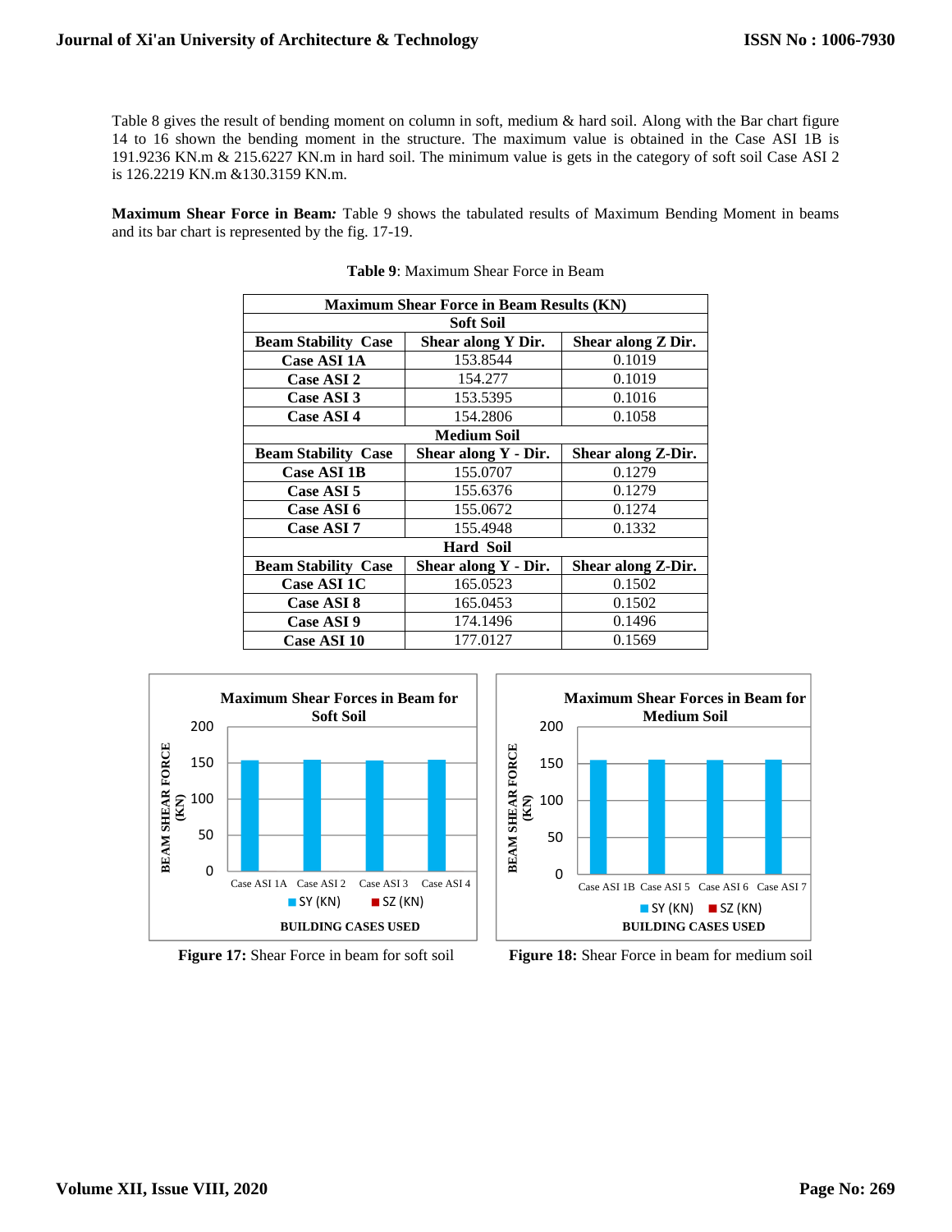Table 8 gives the result of bending moment on column in soft, medium & hard soil. Along with the Bar chart figure 14 to 16 shown the bending moment in the structure. The maximum value is obtained in the Case ASI 1B is 191.9236 KN.m & 215.6227 KN.m in hard soil. The minimum value is gets in the category of soft soil Case ASI 2 is 126.2219 KN.m &130.3159 KN.m.

**Maximum Shear Force in Beam***:* Table 9 shows the tabulated results of Maximum Bending Moment in beams and its bar chart is represented by the fig. 17-19.

**Table 9**: Maximum Shear Force in Beam

| Maximum Shear Force in Beam Results (KN) | | |
|---|---|---|
| **Soft Soil** | | |
| **Beam Stability Case** | **Shear along Y Dir.** | **Shear along Z Dir.** |
| **Case ASI 1A** | 153.8544 | 0.1019 |
| **Case ASI 2** | 154.277 | 0.1019 |
| **Case ASI 3** | 153.5395 | 0.1016 |
| **Case ASI 4** | 154.2806 | 0.1058 |
| **Medium Soil** | | |
| **Beam Stability Case** | **Shear along Y - Dir.** | **Shear along Z-Dir.** |
| **Case ASI 1B** | 155.0707 | 0.1279 |
| **Case ASI 5** | 155.6376 | 0.1279 |
| **Case ASI 6** | 155.0672 | 0.1274 |
| **Case ASI 7** | 155.4948 | 0.1332 |
| **Hard Soil** | | |
| **Beam Stability Case** | **Shear along Y - Dir.** | **Shear along Z-Dir.** |
| **Case ASI 1C** | 165.0523 | 0.1502 |
| **Case ASI 8** | 165.0453 | 0.1502 |
| **Case ASI 9** | 174.1496 | 0.1496 |
| **Case ASI 10** | 177.0127 | 0.1569 |

**Figure 17:** Shear Force in beam for soft soil

**Figure 18:** Shear Force in beam for medium soil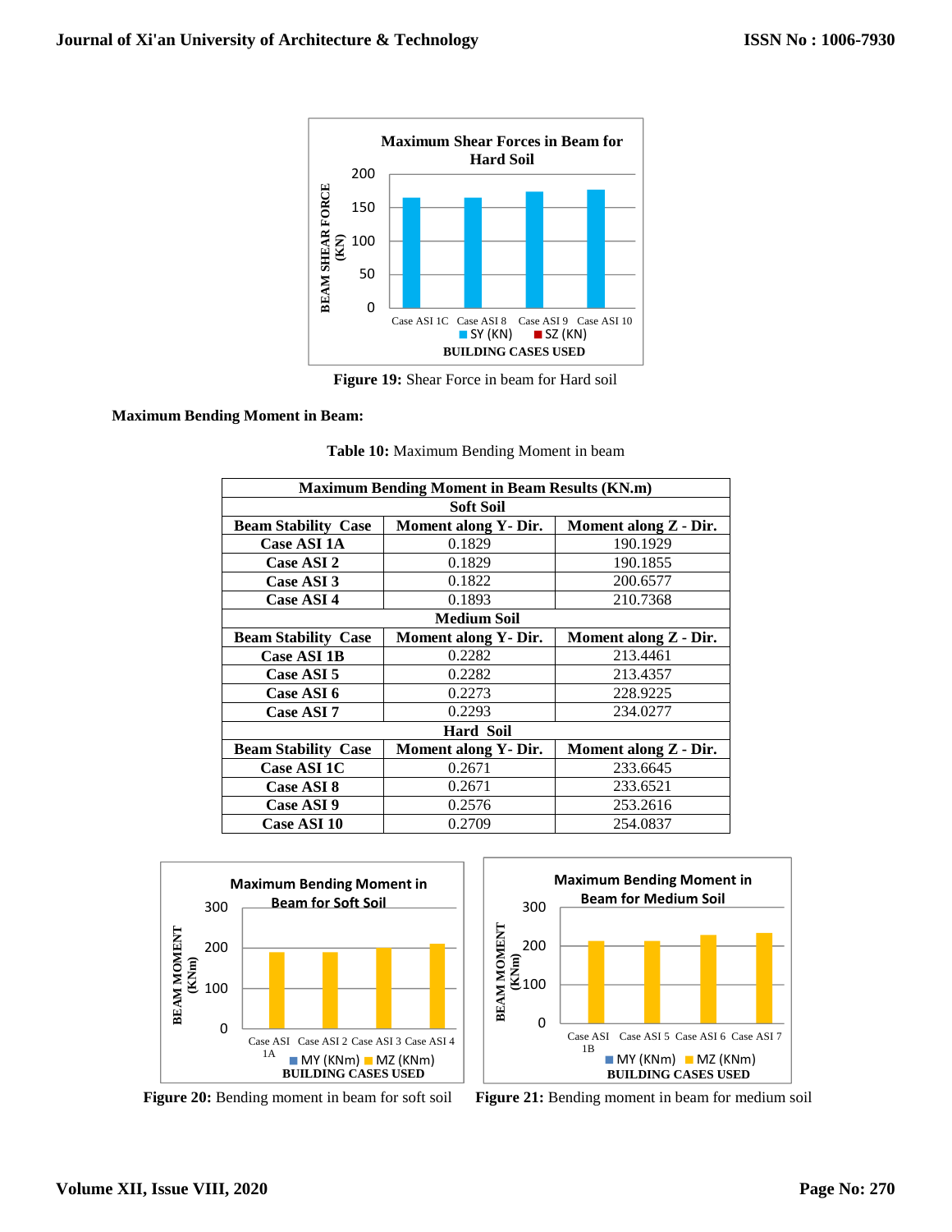Figure 19: Shear Force in beam for Hard soil

**Maximum Bending Moment in Beam:**

**Table 10:** Maximum Bending Moment in beam

| Maximum Bending Moment in Beam Results (KN.m) | | |
|---|---|---|
| **Soft Soil** | | |
| **Beam Stability Case** | **Moment along Y- Dir.** | **Moment along Z - Dir.** |
| **Case ASI 1A** | 0.1829 | 190.1929 |
| **Case ASI 2** | 0.1829 | 190.1855 |
| **Case ASI 3** | 0.1822 | 200.6577 |
| **Case ASI 4** | 0.1893 | 210.7368 |
| **Medium Soil** | | |
| **Beam Stability Case** | **Moment along Y- Dir.** | **Moment along Z - Dir.** |
| **Case ASI 1B** | 0.2282 | 213.4461 |
| **Case ASI 5** | 0.2282 | 213.4357 |
| **Case ASI 6** | 0.2273 | 228.9225 |
| **Case ASI 7** | 0.2293 | 234.0277 |
| **Hard Soil** | | |
| **Beam Stability Case** | **Moment along Y- Dir.** | **Moment along Z - Dir.** |
| **Case ASI 1C** | 0.2671 | 233.6645 |
| **Case ASI 8** | 0.2671 | 233.6521 |
| **Case ASI 9** | 0.2576 | 253.2616 |
| **Case ASI 10** | 0.2709 | 254.0837 |

**Figure 20:** Bending moment in beam for soft soil

**Figure 21:** Bending moment in beam for medium soil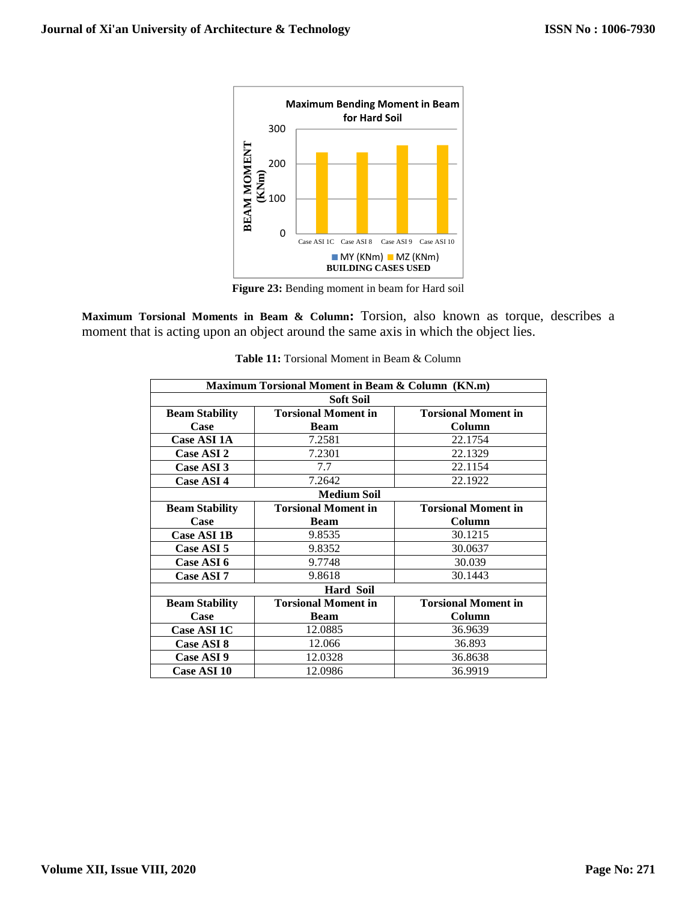**Figure 23:** Bending moment in beam for Hard soil

**Maximum Torsional Moments in Beam & Column:** Torsion, also known as torque, describes a moment that is acting upon an object around the same axis in which the object lies.

**Table 11:** Torsional Moment in Beam & Column

| Maximum Torsional Moment in Beam & Column (KN.m) | | |
|---|---|---|
| **Soft Soil** | | |
| **Beam Stability Case** | **Torsional Moment in Beam** | **Torsional Moment in Column** |
| **Case ASI 1A** | 7.2581 | 22.1754 |
| **Case ASI 2** | 7.2301 | 22.1329 |
| **Case ASI 3** | 7.7 | 22.1154 |
| **Case ASI 4** | 7.2642 | 22.1922 |
| **Medium Soil** | | |
| **Beam Stability Case** | **Torsional Moment in Beam** | **Torsional Moment in Column** |
| **Case ASI 1B** | 9.8535 | 30.1215 |
| **Case ASI 5** | 9.8352 | 30.0637 |
| **Case ASI 6** | 9.7748 | 30.039 |
| **Case ASI 7** | 9.8618 | 30.1443 |
| **Hard Soil** | | |
| **Beam Stability Case** | **Torsional Moment in Beam** | **Torsional Moment in Column** |
| **Case ASI 1C** | 12.0885 | 36.9639 |
| **Case ASI 8** | 12.066 | 36.893 |
| **Case ASI 9** | 12.0328 | 36.8638 |
| **Case ASI 10** | 12.0986 | 36.9919 |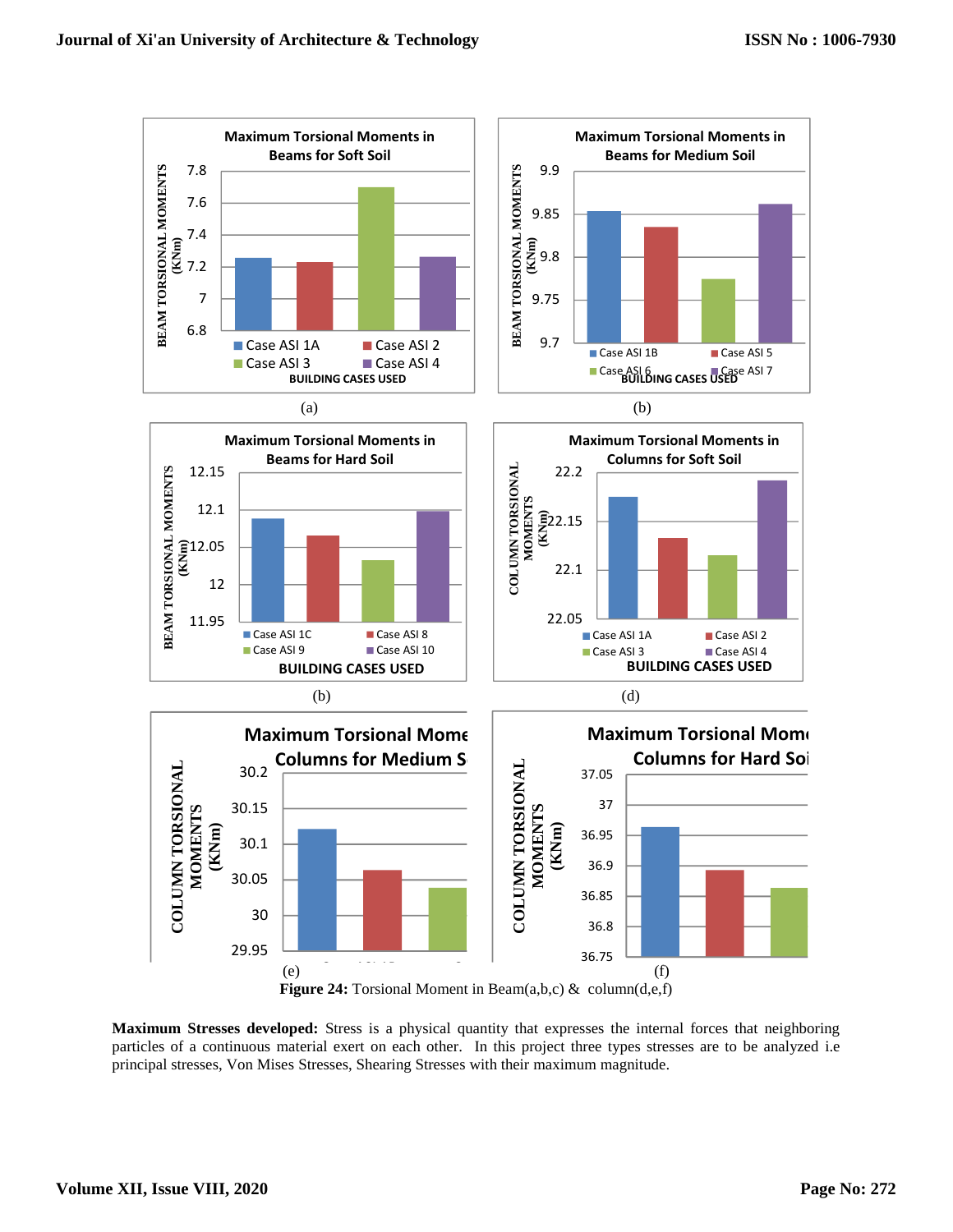Maximum Torsional Moments in Beams for Soft Soil

BEAM TORSIONAL MOMENTS (KNm)

Case ASI 1A, Case ASI 2, Case ASI 3, Case ASI 4

BUILDING CASES USED

(a)

Maximum Torsional Moments in Beams for Medium Soil

BEAM TORSIONAL MOMENTS (KNm)

Case ASI 1B, Case ASI 5, Case ASI 6, Case ASI 7

BUILDING CASES USED

(b)

Maximum Torsional Moments in Beams for Hard Soil

BEAM TORSIONAL MOMENTS (KNm)

Case ASI 1C, Case ASI 8, Case ASI 9, Case ASI 10

BUILDING CASES USED

(b)

Maximum Torsional Moments in Columns for Soft Soil

COLUMN TORSIONAL MOMENTS (KNm)

Case ASI 1A, Case ASI 2, Case ASI 3, Case ASI 4

BUILDING CASES USED

(d)

Maximum Torsional Mome Columns for Medium S

COLUMN TORSIONAL MOMENTS (KNm)

(e)

Maximum Torsional Mome Columns for Hard Soi

COLUMN TORSIONAL MOMENTS (KNm)

(f)

**Figure 24:** Torsional Moment in Beam(a,b,c) & column(d,e,f)

**Maximum Stresses developed:** Stress is a physical quantity that expresses the internal forces that neighboring particles of a continuous material exert on each other. In this project three types stresses are to be analyzed i.e principal stresses, Von Mises Stresses, Shearing Stresses with their maximum magnitude.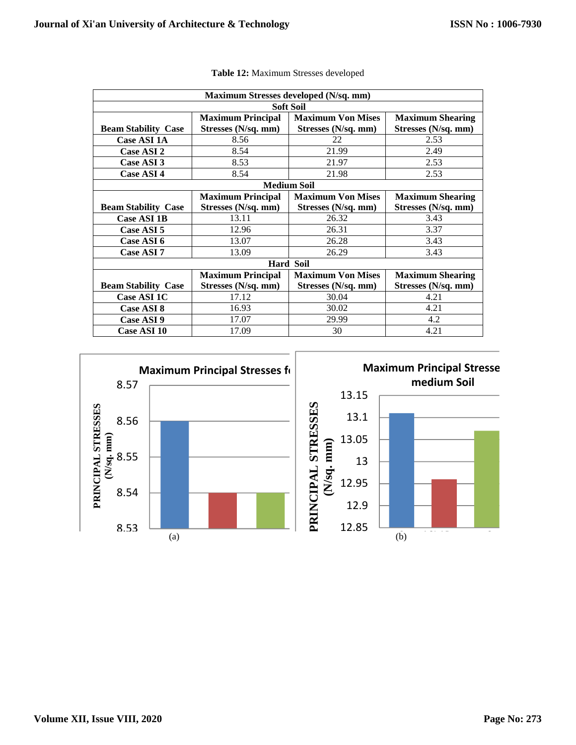**Table 12:** Maximum Stresses developed

| Maximum Stresses developed (N/sq. mm) | | | |
|---|---|---|---|
| **Soft Soil** | | | |
| **Beam Stability Case** | **Maximum Principal Stresses (N/sq. mm)** | **Maximum Von Mises Stresses (N/sq. mm)** | **Maximum Shearing Stresses (N/sq. mm)** |
| **Case ASI 1A** | 8.56 | 22 | 2.53 |
| **Case ASI 2** | 8.54 | 21.99 | 2.49 |
| **Case ASI 3** | 8.53 | 21.97 | 2.53 |
| **Case ASI 4** | 8.54 | 21.98 | 2.53 |
| **Medium Soil** | | | |
| **Beam Stability Case** | **Maximum Principal Stresses (N/sq. mm)** | **Maximum Von Mises Stresses (N/sq. mm)** | **Maximum Shearing Stresses (N/sq. mm)** |
| **Case ASI 1B** | 13.11 | 26.32 | 3.43 |
| **Case ASI 5** | 12.96 | 26.31 | 3.37 |
| **Case ASI 6** | 13.07 | 26.28 | 3.43 |
| **Case ASI 7** | 13.09 | 26.29 | 3.43 |
| **Hard Soil** | | | |
| **Beam Stability Case** | **Maximum Principal Stresses (N/sq. mm)** | **Maximum Von Mises Stresses (N/sq. mm)** | **Maximum Shearing Stresses (N/sq. mm)** |
| **Case ASI 1C** | 17.12 | 30.04 | 4.21 |
| **Case ASI 8** | 16.93 | 30.02 | 4.21 |
| **Case ASI 9** | 17.07 | 29.99 | 4.2 |
| **Case ASI 10** | 17.09 | 30 | 4.21 |

(a)

(b)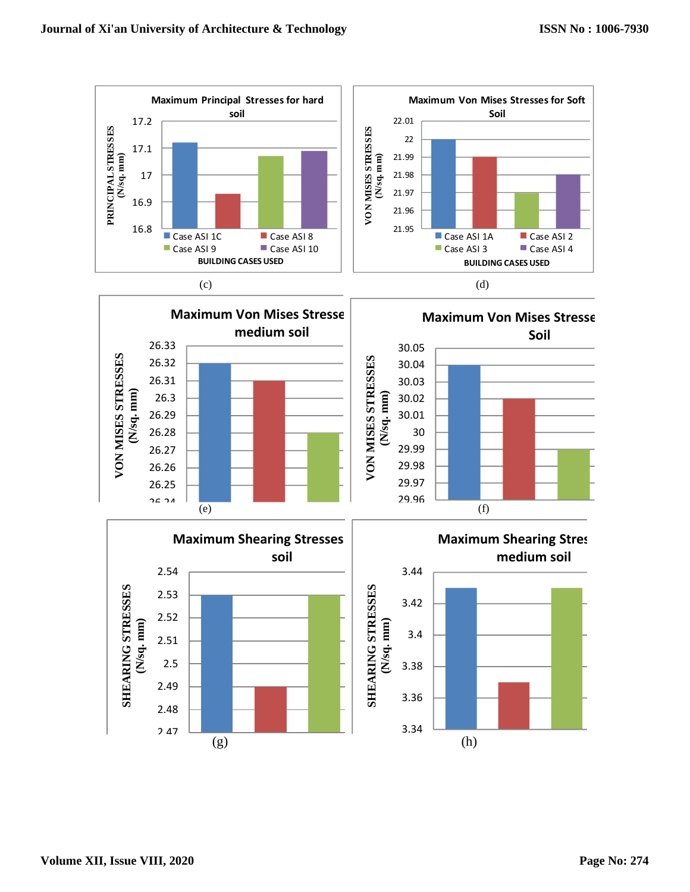**Maximum Principal Stresses for hard soil**

PRINCIPAL STRESSES (N/sq. mm)

17.2
17.1
17
16.9
16.8

Case ASI 1C, Case ASI 8, Case ASI 9, Case ASI 10

BUILDING CASES USED

(c)

**Maximum Von Mises Stresses for Soft Soil**

VON MISES STRESSES (N/sq. mm)

22.01
22
21.99
21.98
21.97
21.96
21.95

Case ASI 1A, Case ASI 2, Case ASI 3, Case ASI 4

BUILDING CASES USED

(d)

**Maximum Von Mises Stresse medium soil**

VON MISES STRESSES (N/sq. mm)

26.33
26.32
26.31
26.3
26.29
26.28
26.27
26.26
26.25
26.24

(e)

**Maximum Von Mises Stresse Soil**

VON MISES STRESSES (N/sq. mm)

30.05
30.04
30.03
30.02
30.01
30
29.99
29.98
29.97
29.96

(f)

**Maximum Shearing Stresses soil**

SHEARING STRESSES (N/sq. mm)

2.54
2.53
2.52
2.51
2.5
2.49
2.48
2.47

(g)

**Maximum Shearing Stres medium soil**

SHEARING STRESSES (N/sq. mm)

3.44
3.42
3.4
3.38
3.36
3.34

(h)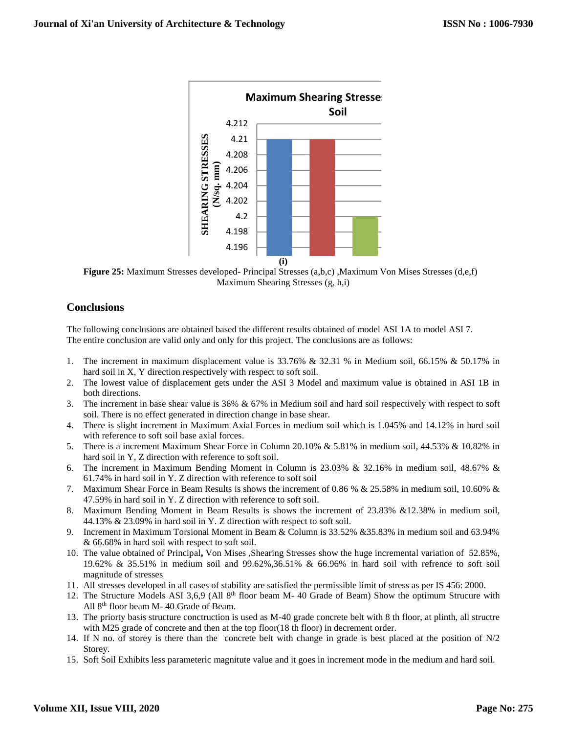Figure 25: Maximum Stresses developed- Principal Stresses (a,b,c) ,Maximum Von Mises Stresses (d,e,f) Maximum Shearing Stresses (g, h,i)

## Conclusions

The following conclusions are obtained based the different results obtained of model ASI 1A to model ASI 7. The entire conclusion are valid only and only for this project. The conclusions are as follows:

1. The increment in maximum displacement value is 33.76% & 32.31 % in Medium soil, 66.15% & 50.17% in hard soil in X, Y direction respectively with respect to soft soil.
2. The lowest value of displacement gets under the ASI 3 Model and maximum value is obtained in ASI 1B in both directions.
3. The increment in base shear value is 36% & 67% in Medium soil and hard soil respectively with respect to soft soil. There is no effect generated in direction change in base shear.
4. There is slight increment in Maximum Axial Forces in medium soil which is 1.045% and 14.12% in hard soil with reference to soft soil base axial forces.
5. There is a increment Maximum Shear Force in Column 20.10% & 5.81% in medium soil, 44.53% & 10.82% in hard soil in Y, Z direction with reference to soft soil.
6. The increment in Maximum Bending Moment in Column is 23.03% & 32.16% in medium soil, 48.67% & 61.74% in hard soil in Y. Z direction with reference to soft soil
7. Maximum Shear Force in Beam Results is shows the increment of 0.86 % & 25.58% in medium soil, 10.60% & 47.59% in hard soil in Y. Z direction with reference to soft soil.
8. Maximum Bending Moment in Beam Results is shows the increment of 23.83% &12.38% in medium soil, 44.13% & 23.09% in hard soil in Y. Z direction with respect to soft soil.
9. Increment in Maximum Torsional Moment in Beam & Column is 33.52% &35.83% in medium soil and 63.94% & 66.68% in hard soil with respect to soft soil.
10. The value obtained of Principal**,** Von Mises ,Shearing Stresses show the huge incremental variation of 52.85%, 19.62% & 35.51% in medium soil and 99.62%,36.51% & 66.96% in hard soil with refrence to soft soil magnitude of stresses
11. All stresses developed in all cases of stability are satisfied the permissible limit of stress as per IS 456: 2000.
12. The Structure Models ASI 3,6,9 (All 8th floor beam M- 40 Grade of Beam) Show the optimum Strucure with All 8th floor beam M- 40 Grade of Beam.
13. The priorty basis structure conctruction is used as M-40 grade concrete belt with 8 th floor, at plinth, all structre with M25 grade of concrete and then at the top floor(18 th floor) in decrement order.
14. If N no. of storey is there than the concrete belt with change in grade is best placed at the position of N/2 Storey.
15. Soft Soil Exhibits less parameteric magnitute value and it goes in increment mode in the medium and hard soil.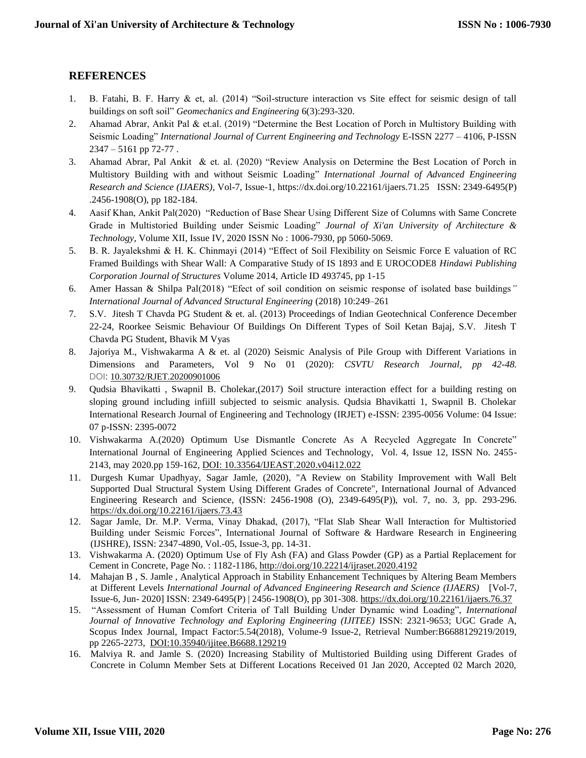## REFERENCES

1. B. Fatahi, B. F. Harry & et, al. (2014) "Soil-structure interaction vs Site effect for seismic design of tall buildings on soft soil" *Geomechanics and Engineering* 6(3):293-320.
2. Ahamad Abrar, Ankit Pal & et.al. (2019) "Determine the Best Location of Porch in Multistory Building with Seismic Loading" *International Journal of Current Engineering and Technology* E-ISSN 2277 – 4106, P-ISSN 2347 – 5161 pp 72-77 .
3. Ahamad Abrar, Pal Ankit & et. al. (2020) "Review Analysis on Determine the Best Location of Porch in Multistory Building with and without Seismic Loading" *International Journal of Advanced Engineering Research and Science (IJAERS)*, Vol-7, Issue-1, https://dx.doi.org/10.22161/ijaers.71.25 ISSN: 2349-6495(P) .2456-1908(O), pp 182-184.
4. Aasif Khan, Ankit Pal(2020) "Reduction of Base Shear Using Different Size of Columns with Same Concrete Grade in Multistoried Building under Seismic Loading" *Journal of Xi'an University of Architecture & Technology*, Volume XII, Issue IV, 2020 ISSN No : 1006-7930, pp 5060-5069.
5. B. R. Jayalekshmi & H. K. Chinmayi (2014) "Effect of Soil Flexibility on Seismic Force E valuation of RC Framed Buildings with Shear Wall: A Comparative Study of IS 1893 and E UROCODE8 *Hindawi Publishing Corporation Journal of Structures* Volume 2014, Article ID 493745, pp 1-15
6. Amer Hassan & Shilpa Pal(2018) "Efect of soil condition on seismic response of isolated base buildings*" International Journal of Advanced Structural Engineering* (2018) 10:249–261
7. S.V. Jitesh T Chavda PG Student & et. al. (2013) Proceedings of Indian Geotechnical Conference December 22-24, Roorkee Seismic Behaviour Of Buildings On Different Types of Soil Ketan Bajaj, S.V. Jitesh T Chavda PG Student, Bhavik M Vyas
8. Jajoriya M., Vishwakarma A & et. al (2020) Seismic Analysis of Pile Group with Different Variations in Dimensions and Parameters, Vol 9 No 01 (2020): *CSVTU Research Journal, pp 42-48.* DOI: 10.30732/RJET.20200901006
9. Qudsia Bhavikatti , Swapnil B. Cholekar,(2017) Soil structure interaction effect for a building resting on sloping ground including infiill subjected to seismic analysis. Qudsia Bhavikatti 1, Swapnil B. Cholekar International Research Journal of Engineering and Technology (IRJET) e-ISSN: 2395-0056 Volume: 04 Issue: 07 p-ISSN: 2395-0072
10. Vishwakarma A.(2020) Optimum Use Dismantle Concrete As A Recycled Aggregate In Concrete" International Journal of Engineering Applied Sciences and Technology, Vol. 4, Issue 12, ISSN No. 2455-2143, may 2020.pp 159-162, DOI: 10.33564/IJEAST.2020.v04i12.022
11. Durgesh Kumar Upadhyay, Sagar Jamle, (2020), "A Review on Stability Improvement with Wall Belt Supported Dual Structural System Using Different Grades of Concrete", International Journal of Advanced Engineering Research and Science, (ISSN: 2456-1908 (O), 2349-6495(P)), vol. 7, no. 3, pp. 293-296. https://dx.doi.org/10.22161/ijaers.73.43
12. Sagar Jamle, Dr. M.P. Verma, Vinay Dhakad, (2017), "Flat Slab Shear Wall Interaction for Multistoried Building under Seismic Forces", International Journal of Software & Hardware Research in Engineering (IJSHRE), ISSN: 2347-4890, Vol.-05, Issue-3, pp. 14-31.
13. Vishwakarma A. (2020) Optimum Use of Fly Ash (FA) and Glass Powder (GP) as a Partial Replacement for Cement in Concrete, Page No. : 1182-1186, http://doi.org/10.22214/ijraset.2020.4192
14. Mahajan B , S. Jamle , Analytical Approach in Stability Enhancement Techniques by Altering Beam Members at Different Levels *International Journal of Advanced Engineering Research and Science (IJAERS)* [Vol-7, Issue-6, Jun- 2020] ISSN: 2349-6495(P) | 2456-1908(O), pp 301-308. https://dx.doi.org/10.22161/ijaers.76.37
15. "Assessment of Human Comfort Criteria of Tall Building Under Dynamic wind Loading", *International Journal of Innovative Technology and Exploring Engineering (IJITEE)* ISSN: 2321-9653; UGC Grade A, Scopus Index Journal, Impact Factor:5.54(2018), Volume-9 Issue-2, Retrieval Number:B6688129219/2019, pp 2265-2273, DOI:10.35940/ijitee.B6688.129219
16. Malviya R. and Jamle S. (2020) Increasing Stability of Multistoried Building using Different Grades of Concrete in Column Member Sets at Different Locations Received 01 Jan 2020, Accepted 02 March 2020,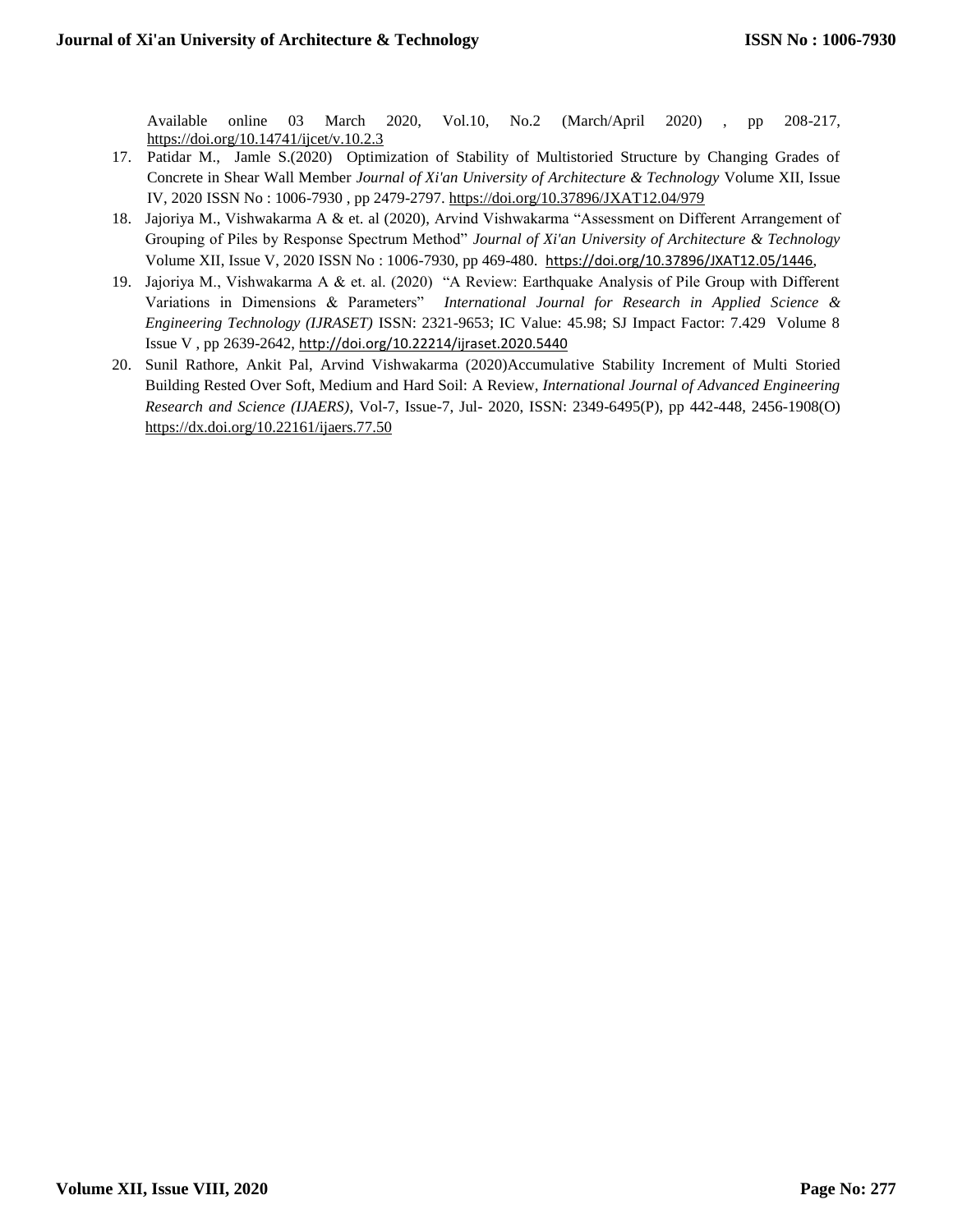Available online 03 March 2020, Vol.10, No.2 (March/April 2020) , pp 208-217, https://doi.org/10.14741/ijcet/v.10.2.3

17. Patidar M., Jamle S.(2020) Optimization of Stability of Multistoried Structure by Changing Grades of Concrete in Shear Wall Member *Journal of Xi'an University of Architecture & Technology* Volume XII, Issue IV, 2020 ISSN No : 1006-7930 , pp 2479-2797. https://doi.org/10.37896/JXAT12.04/979
18. Jajoriya M., Vishwakarma A & et. al (2020), Arvind Vishwakarma "Assessment on Different Arrangement of Grouping of Piles by Response Spectrum Method" *Journal of Xi'an University of Architecture & Technology* Volume XII, Issue V, 2020 ISSN No : 1006-7930, pp 469-480. https://doi.org/10.37896/JXAT12.05/1446,
19. Jajoriya M., Vishwakarma A & et. al. (2020) "A Review: Earthquake Analysis of Pile Group with Different Variations in Dimensions & Parameters" *International Journal for Research in Applied Science & Engineering Technology (IJRASET)* ISSN: 2321-9653; IC Value: 45.98; SJ Impact Factor: 7.429 Volume 8 Issue V , pp 2639-2642, http://doi.org/10.22214/ijraset.2020.5440
20. Sunil Rathore, Ankit Pal, Arvind Vishwakarma (2020)Accumulative Stability Increment of Multi Storied Building Rested Over Soft, Medium and Hard Soil: A Review, *International Journal of Advanced Engineering Research and Science (IJAERS)*, Vol-7, Issue-7, Jul- 2020, ISSN: 2349-6495(P), pp 442-448, 2456-1908(O) https://dx.doi.org/10.22161/ijaers.77.50